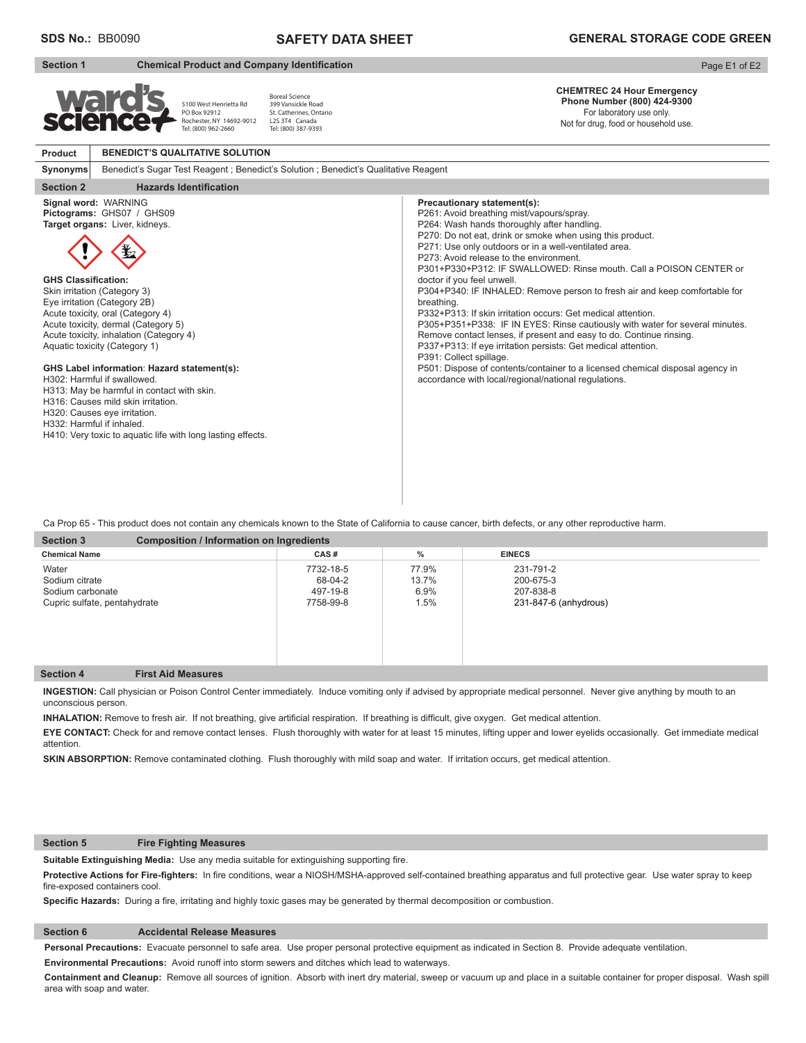**SDS No.:** BB0090

# SAFETY DATA SHEET

**GENERAL STORAGE CODE GREEN**

## Section 1 Chemical Product and Company Identification

ward's science+
5100 West Henrietta Rd
PO Box 92912
Rochester, NY 14692-9012
Tel: (800) 962-2660

Boreal Science
399 Vansickle Road
St. Catherines, Ontario
L2S 3T4 Canada
Tel: (800) 387-9393

**CHEMTREC 24 Hour Emergency Phone Number (800) 424-9300**
For laboratory use only.
Not for drug, food or household use.

**Product** BENEDICT'S QUALITATIVE SOLUTION

**Synonyms** Benedict's Sugar Test Reagent ; Benedict's Solution ; Benedict's Qualitative Reagent

## Section 2 Hazards Identification

**Signal word:** WARNING
**Pictograms:** GHS07 / GHS09
**Target organs:** Liver, kidneys.

**GHS Classification:**
Skin irritation (Category 3)
Eye irritation (Category 2B)
Acute toxicity, oral (Category 4)
Acute toxicity, dermal (Category 5)
Acute toxicity, inhalation (Category 4)
Aquatic toxicity (Category 1)

**GHS Label information**: **Hazard statement(s):**
H302: Harmful if swallowed.
H313: May be harmful in contact with skin.
H316: Causes mild skin irritation.
H320: Causes eye irritation.
H332: Harmful if inhaled.
H410: Very toxic to aquatic life with long lasting effects.

**Precautionary statement(s):**
P261: Avoid breathing mist/vapours/spray.
P264: Wash hands thoroughly after handling.
P270: Do not eat, drink or smoke when using this product.
P271: Use only outdoors or in a well-ventilated area.
P273: Avoid release to the environment.
P301+P330+P312: IF SWALLOWED: Rinse mouth. Call a POISON CENTER or doctor if you feel unwell.
P304+P340: IF INHALED: Remove person to fresh air and keep comfortable for breathing.
P332+P313: If skin irritation occurs: Get medical attention.
P305+P351+P338: IF IN EYES: Rinse cautiously with water for several minutes. Remove contact lenses, if present and easy to do. Continue rinsing.
P337+P313: If eye irritation persists: Get medical attention.
P391: Collect spillage.
P501: Dispose of contents/container to a licensed chemical disposal agency in accordance with local/regional/national regulations.

Ca Prop 65 - This product does not contain any chemicals known to the State of California to cause cancer, birth defects, or any other reproductive harm.

## Section 3 Composition / Information on Ingredients

| Chemical Name | CAS # | % | EINECS |
|---|---|---|---|
| Water | 7732-18-5 | 77.9% | 231-791-2 |
| Sodium citrate | 68-04-2 | 13.7% | 200-675-3 |
| Sodium carbonate | 497-19-8 | 6.9% | 207-838-8 |
| Cupric sulfate, pentahydrate | 7758-99-8 | 1.5% | 231-847-6 (anhydrous) |

## Section 4 First Aid Measures

**INGESTION:** Call physician or Poison Control Center immediately. Induce vomiting only if advised by appropriate medical personnel. Never give anything by mouth to an unconscious person.

**INHALATION:** Remove to fresh air. If not breathing, give artificial respiration. If breathing is difficult, give oxygen. Get medical attention.

**EYE CONTACT:** Check for and remove contact lenses. Flush thoroughly with water for at least 15 minutes, lifting upper and lower eyelids occasionally. Get immediate medical attention.

**SKIN ABSORPTION:** Remove contaminated clothing. Flush thoroughly with mild soap and water. If irritation occurs, get medical attention.

## Section 5 Fire Fighting Measures

**Suitable Extinguishing Media:** Use any media suitable for extinguishing supporting fire.

**Protective Actions for Fire-fighters:** In fire conditions, wear a NIOSH/MSHA-approved self-contained breathing apparatus and full protective gear. Use water spray to keep fire-exposed containers cool.

**Specific Hazards:** During a fire, irritating and highly toxic gases may be generated by thermal decomposition or combustion.

## Section 6 Accidental Release Measures

**Personal Precautions:** Evacuate personnel to safe area. Use proper personal protective equipment as indicated in Section 8. Provide adequate ventilation.

**Environmental Precautions:** Avoid runoff into storm sewers and ditches which lead to waterways.

**Containment and Cleanup:** Remove all sources of ignition. Absorb with inert dry material, sweep or vacuum up and place in a suitable container for proper disposal. Wash spill area with soap and water.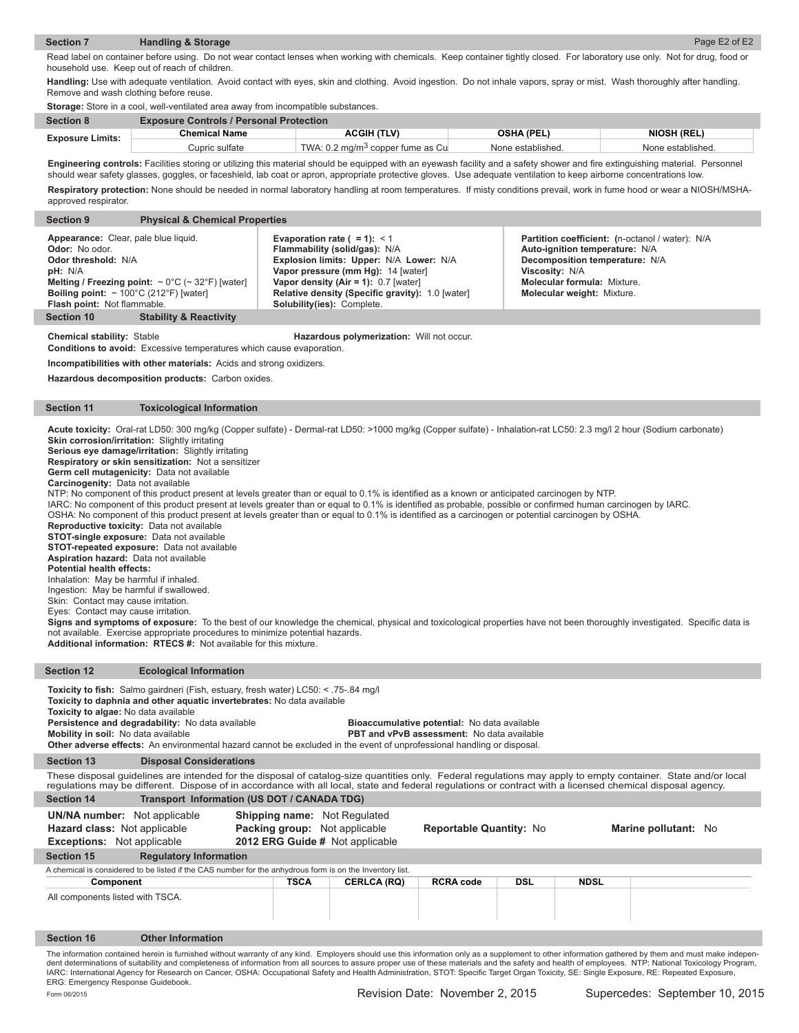## Section 7 Handling & Storage

Read label on container before using. Do not wear contact lenses when working with chemicals. Keep container tightly closed. For laboratory use only. Not for drug, food or household use. Keep out of reach of children.

**Handling:** Use with adequate ventilation. Avoid contact with eyes, skin and clothing. Avoid ingestion. Do not inhale vapors, spray or mist. Wash thoroughly after handling. Remove and wash clothing before reuse.

**Storage:** Store in a cool, well-ventilated area away from incompatible substances.

## Section 8 Exposure Controls / Personal Protection

| Exposure Limits: | Chemical Name | ACGIH (TLV) | OSHA (PEL) | NIOSH (REL) |
|---|---|---|---|---|
| | Cupric sulfate | TWA: 0.2 $mg/m^3$ copper fume as Cu | None established. | None established. |

**Engineering controls:** Facilities storing or utilizing this material should be equipped with an eyewash facility and a safety shower and fire extinguishing material. Personnel should wear safety glasses, goggles, or faceshield, lab coat or apron, appropriate protective gloves. Use adequate ventilation to keep airborne concentrations low.

**Respiratory protection:** None should be needed in normal laboratory handling at room temperatures. If misty conditions prevail, work in fume hood or wear a NIOSH/MSHA-approved respirator.

## Section 9 Physical & Chemical Properties

**Appearance:** Clear, pale blue liquid.
**Odor:** No odor.
**Odor threshold:** N/A
**pH:** N/A
**Melting / Freezing point:** ~ 0°C (~ 32°F) [water]
**Boiling point:** ~ 100°C (212°F) [water]
**Flash point:** Not flammable.

**Evaporation rate ( = 1):** < 1
**Flammability (solid/gas):** N/A
**Explosion limits: Upper:** N/A **Lower:** N/A
**Vapor pressure (mm Hg):** 14 [water]
**Vapor density (Air = 1):** 0.7 [water]
**Relative density (Specific gravity):** 1.0 [water]
**Solubility(ies):** Complete.

**Partition coefficient: (**n-octanol / water): N/A
**Auto-ignition temperature:** N/A
**Decomposition temperature:** N/A
**Viscosity:** N/A
**Molecular formula:** Mixture.
**Molecular weight:** Mixture.

## Section 10 Stability & Reactivity

**Chemical stability:** Stable
**Hazardous polymerization:** Will not occur.
**Conditions to avoid:** Excessive temperatures which cause evaporation.

**Incompatibilities with other materials:** Acids and strong oxidizers.

**Hazardous decomposition products:** Carbon oxides.

## Section 11 Toxicological Information

**Acute toxicity:** Oral-rat LD50: 300 mg/kg (Copper sulfate) - Dermal-rat LD50: >1000 mg/kg (Copper sulfate) - Inhalation-rat LC50: 2.3 mg/l 2 hour (Sodium carbonate)
**Skin corrosion/irritation:** Slightly irritating
**Serious eye damage/irritation:** Slightly irritating
**Respiratory or skin sensitization:** Not a sensitizer
**Germ cell mutagenicity:** Data not available
**Carcinogenity:** Data not available
NTP: No component of this product present at levels greater than or equal to 0.1% is identified as a known or anticipated carcinogen by NTP.
IARC: No component of this product present at levels greater than or equal to 0.1% is identified as probable, possible or confirmed human carcinogen by IARC.
OSHA: No component of this product present at levels greater than or equal to 0.1% is identified as a carcinogen or potential carcinogen by OSHA.
**Reproductive toxicity:** Data not available
**STOT-single exposure:** Data not available
**STOT-repeated exposure:** Data not available
**Aspiration hazard:** Data not available
**Potential health effects:**
Inhalation: May be harmful if inhaled.
Ingestion: May be harmful if swallowed.
Skin: Contact may cause irritation.
Eyes: Contact may cause irritation.
**Signs and symptoms of exposure:** To the best of our knowledge the chemical, physical and toxicological properties have not been thoroughly investigated. Specific data is not available. Exercise appropriate procedures to minimize potential hazards.
**Additional information: RTECS #:** Not available for this mixture.

## Section 12 Ecological Information

**Toxicity to fish:** Salmo gairdneri (Fish, estuary, fresh water) LC50: < .75-.84 mg/l
**Toxicity to daphnia and other aquatic invertebrates:** No data available
**Toxicity to algae:** No data available
**Persistence and degradability:** No data available
**Bioaccumulative potential:** No data available
**Mobility in soil:** No data available
**PBT and vPvB assessment:** No data available
**Other adverse effects:** An environmental hazard cannot be excluded in the event of unprofessional handling or disposal.

## Section 13 Disposal Considerations

These disposal guidelines are intended for the disposal of catalog-size quantities only. Federal regulations may apply to empty container. State and/or local regulations may be different. Dispose of in accordance with all local, state and federal regulations or contract with a licensed chemical disposal agency.

## Section 14 Transport Information (US DOT / CANADA TDG)

**UN/NA number:** Not applicable
**Hazard class:** Not applicable
**Exceptions:** Not applicable
**Shipping name:** Not Regulated
**Packing group:** Not applicable
**2012 ERG Guide #** Not applicable
**Reportable Quantity:** No
**Marine pollutant:** No

## Section 15 Regulatory Information

A chemical is considered to be listed if the CAS number for the anhydrous form is on the Inventory list.

| Component | TSCA | CERLCA (RQ) | RCRA code | DSL | NDSL |
|---|---|---|---|---|---|
| All components listed with TSCA. | | | | | |

## Section 16 Other Information

The information contained herein is furnished without warranty of any kind. Employers should use this information only as a supplement to other information gathered by them and must make independent determinations of suitability and completeness of information from all sources to assure proper use of these materials and the safety and health of employees. NTP: National Toxicology Program, IARC: International Agency for Research on Cancer, OSHA: Occupational Safety and Health Administration, STOT: Specific Target Organ Toxicity, SE: Single Exposure, RE: Repeated Exposure, ERG: Emergency Response Guidebook.

Form 06/2015

Revision Date: November 2, 2015 Supercedes: September 10, 2015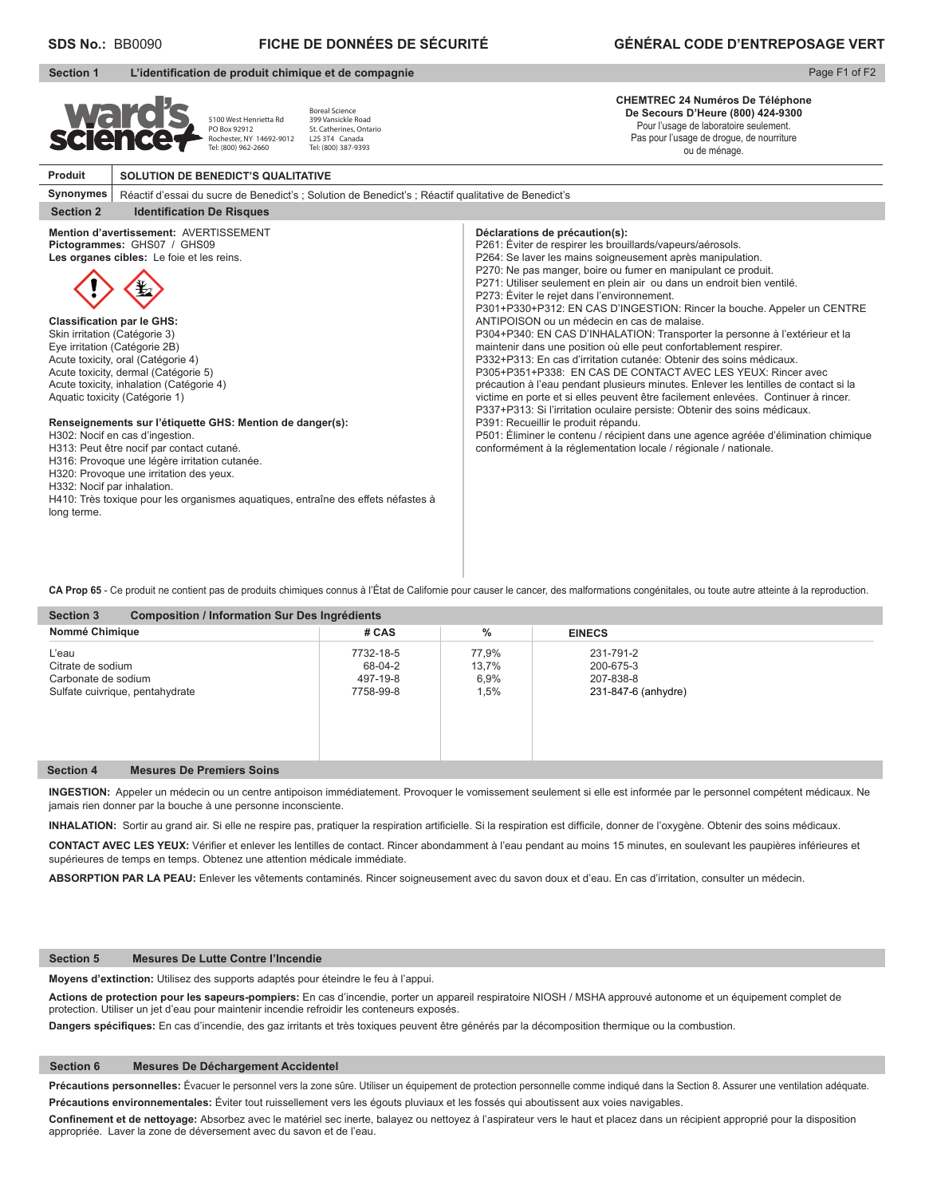**SDS No.:** BB0090 **FICHE DE DONNÉES DE SÉCURITÉ** **GÉNÉRAL CODE D'ENTREPOSAGE VERT**

## Section 1 L'identification de produit chimique et de compagnie

5100 West Henrietta Rd
PO Box 92912
Rochester, NY 14692-9012
Tel: (800) 962-2660

Boreal Science
399 Vansickle Road
St. Catherines, Ontario
L2S 3T4 Canada
Tel: (800) 387-9393

**CHEMTREC 24 Numéros De Téléphone De Secours D'Heure (800) 424-9300**
Pour l'usage de laboratoire seulement.
Pas pour l'usage de drogue, de nourriture ou de ménage.

| **Produit** | **SOLUTION DE BENEDICT'S QUALITATIVE** |
|---|---|
| **Synonymes** | Réactif d'essai du sucre de Benedict's ; Solution de Benedict's ; Réactif qualitative de Benedict's |

## Section 2 Identification De Risques

**Mention d'avertissement:** AVERTISSEMENT
**Pictogrammes:** GHS07 / GHS09
**Les organes cibles:** Le foie et les reins.

**Classification par le GHS:**
Skin irritation (Catégorie 3)
Eye irritation (Catégorie 2B)
Acute toxicity, oral (Catégorie 4)
Acute toxicity, dermal (Catégorie 5)
Acute toxicity, inhalation (Catégorie 4)
Aquatic toxicity (Catégorie 1)

**Renseignements sur l'étiquette GHS: Mention de danger(s):**
H302: Nocif en cas d'ingestion.
H313: Peut être nocif par contact cutané.
H316: Provoque une légère irritation cutanée.
H320: Provoque une irritation des yeux.
H332: Nocif par inhalation.
H410: Très toxique pour les organismes aquatiques, entraîne des effets néfastes à long terme.

**Déclarations de précaution(s):**
P261: Éviter de respirer les brouillards/vapeurs/aérosols.
P264: Se laver les mains soigneusement après manipulation.
P270: Ne pas manger, boire ou fumer en manipulant ce produit.
P271: Utiliser seulement en plein air ou dans un endroit bien ventilé.
P273: Éviter le rejet dans l'environnement.
P301+P330+P312: EN CAS D'INGESTION: Rincer la bouche. Appeler un CENTRE ANTIPOISON ou un médecin en cas de malaise.
P304+P340: EN CAS D'INHALATION: Transporter la personne à l'extérieur et la maintenir dans une position où elle peut confortablement respirer.
P332+P313: En cas d'irritation cutanée: Obtenir des soins médicaux.
P305+P351+P338: EN CAS DE CONTACT AVEC LES YEUX: Rincer avec précaution à l'eau pendant plusieurs minutes. Enlever les lentilles de contact si la victime en porte et si elles peuvent être facilement enlevées. Continuer à rincer.
P337+P313: Si l'irritation oculaire persiste: Obtenir des soins médicaux.
P391: Recueillir le produit répandu.
P501: Éliminer le contenu / récipient dans une agence agréée d'élimination chimique conformément à la réglementation locale / régionale / nationale.

**CA Prop 65** - Ce produit ne contient pas de produits chimiques connus à l'État de Californie pour causer le cancer, des malformations congénitales, ou toute autre atteinte à la reproduction.

## Section 3 Composition / Information Sur Des Ingrédients

| Nommé Chimique | # CAS | % | EINECS |
|---|---|---|---|
| L'eau | 7732-18-5 | 77,9% | 231-791-2 |
| Citrate de sodium | 68-04-2 | 13,7% | 200-675-3 |
| Carbonate de sodium | 497-19-8 | 6,9% | 207-838-8 |
| Sulfate cuivrique, pentahydrate | 7758-99-8 | 1,5% | 231-847-6 (anhydre) |

## Section 4 Mesures De Premiers Soins

**INGESTION:** Appeler un médecin ou un centre antipoison immédiatement. Provoquer le vomissement seulement si elle est informée par le personnel compétent médicaux. Ne jamais rien donner par la bouche à une personne inconsciente.

**INHALATION:** Sortir au grand air. Si elle ne respire pas, pratiquer la respiration artificielle. Si la respiration est difficile, donner de l'oxygène. Obtenir des soins médicaux.

**CONTACT AVEC LES YEUX:** Vérifier et enlever les lentilles de contact. Rincer abondamment à l'eau pendant au moins 15 minutes, en soulevant les paupières inférieures et supérieures de temps en temps. Obtenez une attention médicale immédiate.

**ABSORPTION PAR LA PEAU:** Enlever les vêtements contaminés. Rincer soigneusement avec du savon doux et d'eau. En cas d'irritation, consulter un médecin.

## Section 5 Mesures De Lutte Contre l'Incendie

**Moyens d'extinction:** Utilisez des supports adaptés pour éteindre le feu à l'appui.

**Actions de protection pour les sapeurs-pompiers:** En cas d'incendie, porter un appareil respiratoire NIOSH / MSHA approuvé autonome et un équipement complet de protection. Utiliser un jet d'eau pour maintenir incendie refroidir les conteneurs exposés.

**Dangers spécifiques:** En cas d'incendie, des gaz irritants et très toxiques peuvent être générés par la décomposition thermique ou la combustion.

## Section 6 Mesures De Déchargement Accidentel

**Précautions personnelles:** Évacuer le personnel vers la zone sûre. Utiliser un équipement de protection personnelle comme indiqué dans la Section 8. Assurer une ventilation adéquate.

**Précautions environnementales:** Éviter tout ruissellement vers les égouts pluviaux et les fossés qui aboutissent aux voies navigables.

**Confinement et de nettoyage:** Absorbez avec le matériel sec inerte, balayez ou nettoyez à l'aspirateur vers le haut et placez dans un récipient approprié pour la disposition appropriée. Laver la zone de déversement avec du savon et de l'eau.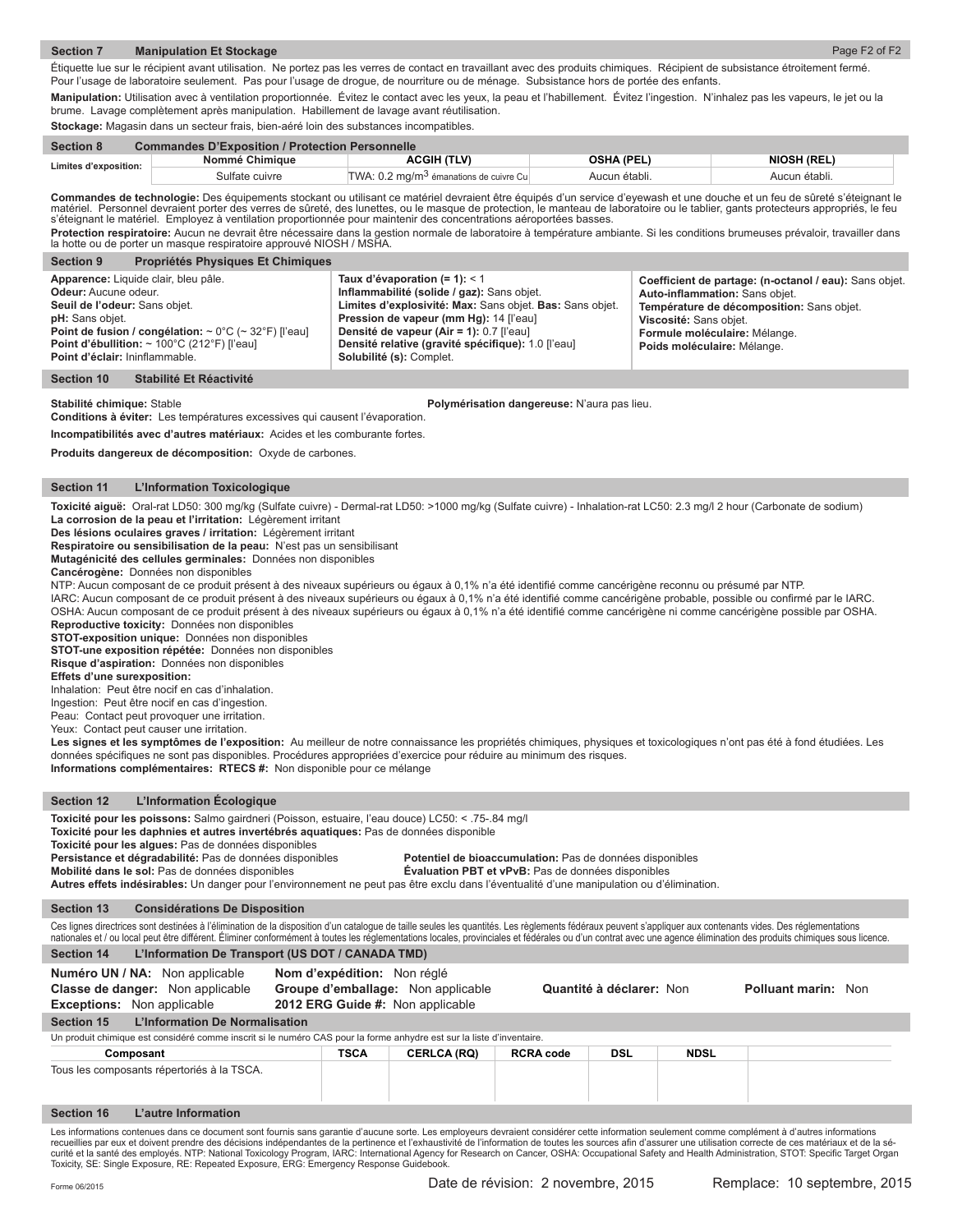## Section 7 Manipulation Et Stockage

Étiquette lue sur le récipient avant utilisation. Ne portez pas les verres de contact en travaillant avec des produits chimiques. Récipient de subsistance étroitement fermé. Pour l'usage de laboratoire seulement. Pas pour l'usage de drogue, de nourriture ou de ménage. Subsistance hors de portée des enfants.

**Manipulation:** Utilisation avec à ventilation proportionnée. Évitez le contact avec les yeux, la peau et l'habillement. Évitez l'ingestion. N'inhalez pas les vapeurs, le jet ou la brume. Lavage complètement après manipulation. Habillement de lavage avant réutilisation.

**Stockage:** Magasin dans un secteur frais, bien-aéré loin des substances incompatibles.

## Section 8 Commandes D'Exposition / Protection Personnelle

| Limites d'exposition: | Nommé Chimique | ACGIH (TLV) | OSHA (PEL) | NIOSH (REL) |
|---|---|---|---|---|
| | Sulfate cuivre | TWA: 0.2 mg/m$^3$ émanations de cuivre Cu | Aucun établi. | Aucun établi. |

**Commandes de technologie:** Des équipements stockant ou utilisant ce matériel devraient être équipés d'un service d'eyewash et une douche et un feu de sûreté s'éteignant le matériel. Personnel devraient porter des verres de sûreté, des lunettes, ou le masque de protection, le manteau de laboratoire ou le tablier, gants protecteurs appropriés, le feu s'éteignant le matériel. Employez à ventilation proportionnée pour maintenir des concentrations aéroportées basses.

**Protection respiratoire:** Aucun ne devrait être nécessaire dans la gestion normale de laboratoire à température ambiante. Si les conditions brumeuses prévaloir, travailler dans la hotte ou de porter un masque respiratoire approuvé NIOSH / MSHA.

## Section 9 Propriétés Physiques Et Chimiques

**Apparence:** Liquide clair, bleu pâle.
**Odeur:** Aucune odeur.
**Seuil de l'odeur:** Sans objet.
**pH:** Sans objet.
**Point de fusion / congélation:** ~ 0°C (~ 32°F) [l'eau]
**Point d'ébullition:** ~ 100°C (212°F) [l'eau]
**Point d'éclair:** Ininflammable.

**Taux d'évaporation (= 1):** < 1
**Inflammabilité (solide / gaz):** Sans objet.
**Limites d'explosivité: Max:** Sans objet. **Bas:** Sans objet.
**Pression de vapeur (mm Hg):** 14 [l'eau]
**Densité de vapeur (Air = 1):** 0.7 [l'eau]
**Densité relative (gravité spécifique):** 1.0 [l'eau]
**Solubilité (s):** Complet.

**Coefficient de partage: (n-octanol / eau):** Sans objet.
**Auto-inflammation:** Sans objet.
**Température de décomposition:** Sans objet.
**Viscosité:** Sans objet.
**Formule moléculaire:** Mélange.
**Poids moléculaire:** Mélange.

## Section 10 Stabilité Et Réactivité

**Stabilité chimique:** Stable

**Polymérisation dangereuse:** N'aura pas lieu.

**Conditions à éviter:** Les températures excessives qui causent l'évaporation.

**Incompatibilités avec d'autres matériaux:** Acides et les comburante fortes.

**Produits dangereux de décomposition:** Oxyde de carbones.

## Section 11 L'Information Toxicologique

**Toxicité aiguë:** Oral-rat LD50: 300 mg/kg (Sulfate cuivre) - Dermal-rat LD50: >1000 mg/kg (Sulfate cuivre) - Inhalation-rat LC50: 2.3 mg/l 2 hour (Carbonate de sodium)
**La corrosion de la peau et l'irritation:** Légèrement irritant
**Des lésions oculaires graves / irritation:** Légèrement irritant
**Respiratoire ou sensibilisation de la peau:** N'est pas un sensibilisant
**Mutagénicité des cellules germinales:** Données non disponibles
**Cancérogène:** Données non disponibles
NTP: Aucun composant de ce produit présent à des niveaux supérieurs ou égaux à 0,1% n'a été identifié comme cancérigène reconnu ou présumé par NTP.
IARC: Aucun composant de ce produit présent à des niveaux supérieurs ou égaux à 0,1% n'a été identifié comme cancérigène probable, possible ou confirmé par le IARC.
OSHA: Aucun composant de ce produit présent à des niveaux supérieurs ou égaux à 0,1% n'a été identifié comme cancérigène ni comme cancérigène possible par OSHA.
**Reproductive toxicity:** Données non disponibles
**STOT-exposition unique:** Données non disponibles
**STOT-une exposition répétée:** Données non disponibles
**Risque d'aspiration:** Données non disponibles
**Effets d'une surexposition:**
Inhalation: Peut être nocif en cas d'inhalation.
Ingestion: Peut être nocif en cas d'ingestion.
Peau: Contact peut provoquer une irritation.
Yeux: Contact peut causer une irritation.
**Les signes et les symptômes de l'exposition:** Au meilleur de notre connaissance les propriétés chimiques, physiques et toxicologiques n'ont pas été à fond étudiées. Les données spécifiques ne sont pas disponibles. Procédures appropriées d'exercice pour réduire au minimum des risques.
**Informations complémentaires: RTECS #:** Non disponible pour ce mélange

## Section 12 L'Information Écologique

**Toxicité pour les poissons:** Salmo gairdneri (Poisson, estuaire, l'eau douce) LC50: < .75-.84 mg/l
**Toxicité pour les daphnies et autres invertébrés aquatiques:** Pas de données disponible
**Toxicité pour les algues:** Pas de données disponibles
**Persistance et dégradabilité:** Pas de données disponibles
**Potentiel de bioaccumulation:** Pas de données disponibles
**Mobilité dans le sol:** Pas de données disponibles
**Évaluation PBT et vPvB:** Pas de données disponibles
**Autres effets indésirables:** Un danger pour l'environnement ne peut pas être exclu dans l'éventualité d'une manipulation ou d'élimination.

## Section 13 Considérations De Disposition

Ces lignes directrices sont destinées à l'élimination de la disposition d'un catalogue de taille seules les quantités. Les règlements fédéraux peuvent s'appliquer aux contenants vides. Des réglementations nationales et / ou local peut être différent. Éliminer conformément à toutes les réglementations locales, provinciales et fédérales ou d'un contrat avec une agence élimination des produits chimiques sous licence.

## Section 14 L'Information De Transport (US DOT / CANADA TMD)

**Numéro UN / NA:** Non applicable
**Classe de danger:** Non applicable
**Exceptions:** Non applicable
**Nom d'expédition:** Non réglé
**Groupe d'emballage:** Non applicable
**2012 ERG Guide #:** Non applicable
**Quantité à déclarer:** Non
**Polluant marin:** Non

## Section 15 L'Information De Normalisation

Un produit chimique est considéré comme inscrit si le numéro CAS pour la forme anhydre est sur la liste d'inventaire.

| Composant | TSCA | CERLCA (RQ) | RCRA code | DSL | NDSL | |
|---|---|---|---|---|---|---|
| Tous les composants répertoriés à la TSCA. | | | | | | |

## Section 16 L'autre Information

Les informations contenues dans ce document sont fournis sans garantie d'aucune sorte. Les employeurs devraient considérer cette information seulement comme complément à d'autres informations recueillies par eux et doivent prendre des décisions indépendantes de la pertinence et l'exhaustivité de l'information de toutes les sources afin d'assurer une utilisation correcte de ces matériaux et de la sécurité et la santé des employés. NTP: National Toxicology Program, IARC: International Agency for Research on Cancer, OSHA: Occupational Safety and Health Administration, STOT: Specific Target Organ Toxicity, SE: Single Exposure, RE: Repeated Exposure, ERG: Emergency Response Guidebook.

Forme 06/2015

Date de révision: 2 novembre, 2015 Remplace: 10 septembre, 2015